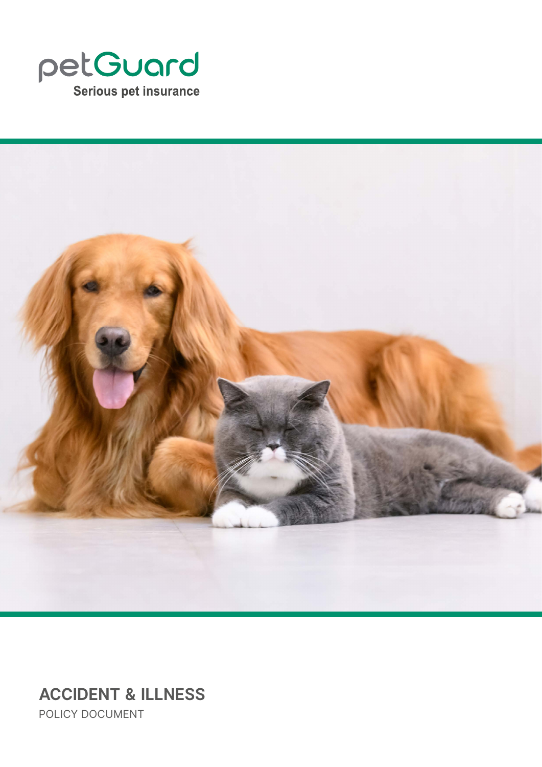petGuard

Serious pet insurance

# ACCIDENT & ILLNESS

POLICY DOCUMENT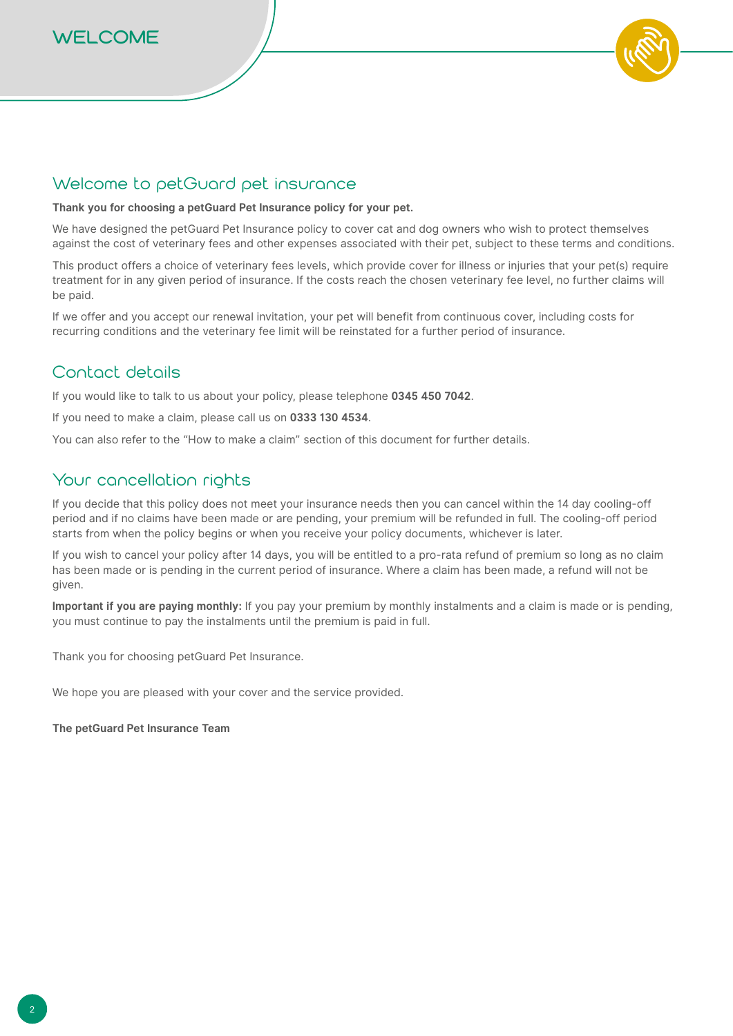# WELCOME

## Welcome to petGuard pet insurance

**Thank you for choosing a petGuard Pet Insurance policy for your pet.**

We have designed the petGuard Pet Insurance policy to cover cat and dog owners who wish to protect themselves against the cost of veterinary fees and other expenses associated with their pet, subject to these terms and conditions.

This product offers a choice of veterinary fees levels, which provide cover for illness or injuries that your pet(s) require treatment for in any given period of insurance. If the costs reach the chosen veterinary fee level, no further claims will be paid.

If we offer and you accept our renewal invitation, your pet will benefit from continuous cover, including costs for recurring conditions and the veterinary fee limit will be reinstated for a further period of insurance.

## Contact details

If you would like to talk to us about your policy, please telephone **0345 450 7042**.

If you need to make a claim, please call us on **0333 130 4534**.

You can also refer to the "How to make a claim" section of this document for further details.

## Your cancellation rights

If you decide that this policy does not meet your insurance needs then you can cancel within the 14 day cooling-off period and if no claims have been made or are pending, your premium will be refunded in full. The cooling-off period starts from when the policy begins or when you receive your policy documents, whichever is later.

If you wish to cancel your policy after 14 days, you will be entitled to a pro-rata refund of premium so long as no claim has been made or is pending in the current period of insurance. Where a claim has been made, a refund will not be given.

**Important if you are paying monthly:** If you pay your premium by monthly instalments and a claim is made or is pending, you must continue to pay the instalments until the premium is paid in full.

Thank you for choosing petGuard Pet Insurance.

We hope you are pleased with your cover and the service provided.

**The petGuard Pet Insurance Team**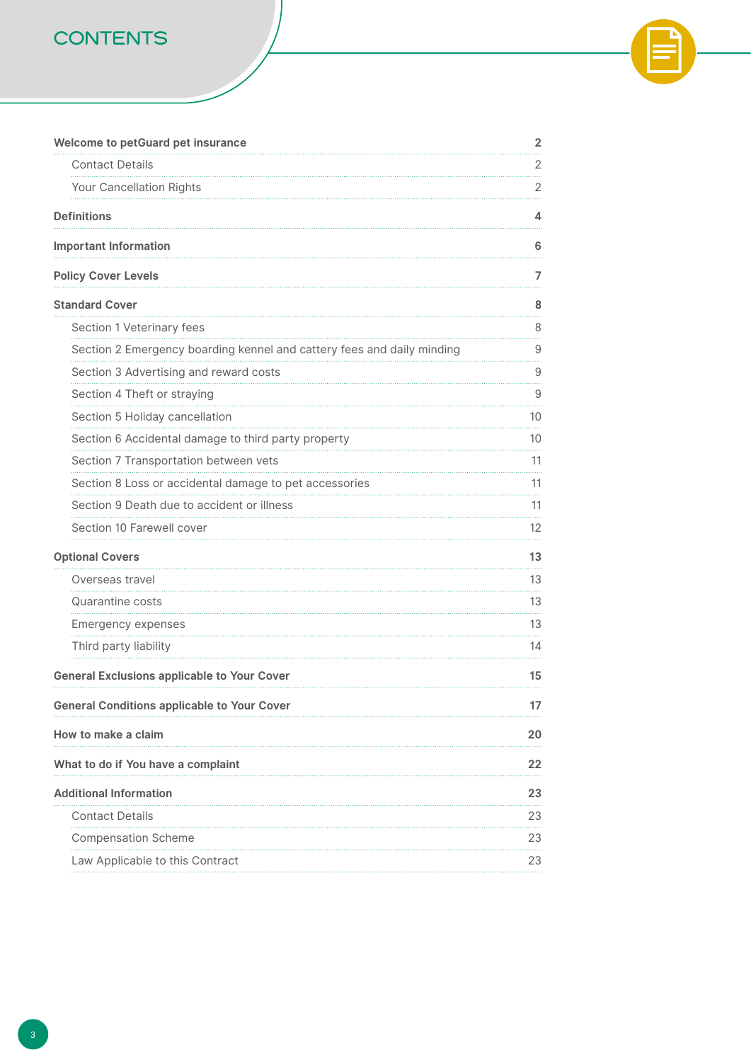# CONTENTS

| | |
|---|---|
| **Welcome to petGuard pet insurance** | **2** |
| Contact Details | 2 |
| Your Cancellation Rights | 2 |
| **Definitions** | **4** |
| **Important Information** | **6** |
| **Policy Cover Levels** | **7** |
| **Standard Cover** | **8** |
| Section 1 Veterinary fees | 8 |
| Section 2 Emergency boarding kennel and cattery fees and daily minding | 9 |
| Section 3 Advertising and reward costs | 9 |
| Section 4 Theft or straying | 9 |
| Section 5 Holiday cancellation | 10 |
| Section 6 Accidental damage to third party property | 10 |
| Section 7 Transportation between vets | 11 |
| Section 8 Loss or accidental damage to pet accessories | 11 |
| Section 9 Death due to accident or illness | 11 |
| Section 10 Farewell cover | 12 |
| **Optional Covers** | **13** |
| Overseas travel | 13 |
| Quarantine costs | 13 |
| Emergency expenses | 13 |
| Third party liability | 14 |
| **General Exclusions applicable to Your Cover** | **15** |
| **General Conditions applicable to Your Cover** | **17** |
| **How to make a claim** | **20** |
| **What to do if You have a complaint** | **22** |
| **Additional Information** | **23** |
| Contact Details | 23 |
| Compensation Scheme | 23 |
| Law Applicable to this Contract | 23 |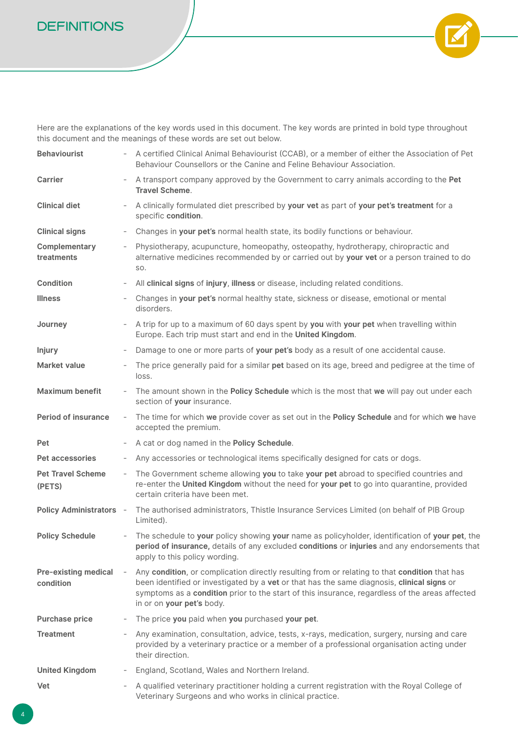# DEFINITIONS

Here are the explanations of the key words used in this document. The key words are printed in bold type throughout this document and the meanings of these words are set out below.

**Behaviourist** - A certified Clinical Animal Behaviourist (CCAB), or a member of either the Association of Pet Behaviour Counsellors or the Canine and Feline Behaviour Association.

**Carrier** - A transport company approved by the Government to carry animals according to the **Pet Travel Scheme**.

**Clinical diet** - A clinically formulated diet prescribed by **your vet** as part of **your pet's treatment** for a specific **condition**.

**Clinical signs** - Changes in **your pet's** normal health state, its bodily functions or behaviour.

**Complementary treatments** - Physiotherapy, acupuncture, homeopathy, osteopathy, hydrotherapy, chiropractic and alternative medicines recommended by or carried out by **your vet** or a person trained to do so.

**Condition** - All **clinical signs** of **injury**, **illness** or disease, including related conditions.

**Illness** - Changes in **your pet's** normal healthy state, sickness or disease, emotional or mental disorders.

**Journey** - A trip for up to a maximum of 60 days spent by **you** with **your pet** when travelling within Europe. Each trip must start and end in the **United Kingdom**.

**Injury** - Damage to one or more parts of **your pet's** body as a result of one accidental cause.

**Market value** - The price generally paid for a similar **pet** based on its age, breed and pedigree at the time of loss.

**Maximum benefit** - The amount shown in the **Policy Schedule** which is the most that **we** will pay out under each section of **your** insurance.

**Period of insurance** - The time for which **we** provide cover as set out in the **Policy Schedule** and for which **we** have accepted the premium.

**Pet** - A cat or dog named in the **Policy Schedule**.

**Pet accessories** - Any accessories or technological items specifically designed for cats or dogs.

**Pet Travel Scheme (PETS)** - The Government scheme allowing **you** to take **your pet** abroad to specified countries and re-enter the **United Kingdom** without the need for **your pet** to go into quarantine, provided certain criteria have been met.

**Policy Administrators** - The authorised administrators, Thistle Insurance Services Limited (on behalf of PIB Group Limited).

**Policy Schedule** - The schedule to **your** policy showing **your** name as policyholder, identification of **your pet**, the **period of insurance,** details of any excluded **conditions** or **injuries** and any endorsements that apply to this policy wording.

**Pre-existing medical condition** - Any **condition**, or complication directly resulting from or relating to that **condition** that has been identified or investigated by a **vet** or that has the same diagnosis, **clinical signs** or symptoms as a **condition** prior to the start of this insurance, regardless of the areas affected in or on **your pet's** body.

**Purchase price** - The price **you** paid when **you** purchased **your pet**.

**Treatment** - Any examination, consultation, advice, tests, x-rays, medication, surgery, nursing and care provided by a veterinary practice or a member of a professional organisation acting under their direction.

**United Kingdom** - England, Scotland, Wales and Northern Ireland.

**Vet** - A qualified veterinary practitioner holding a current registration with the Royal College of Veterinary Surgeons and who works in clinical practice.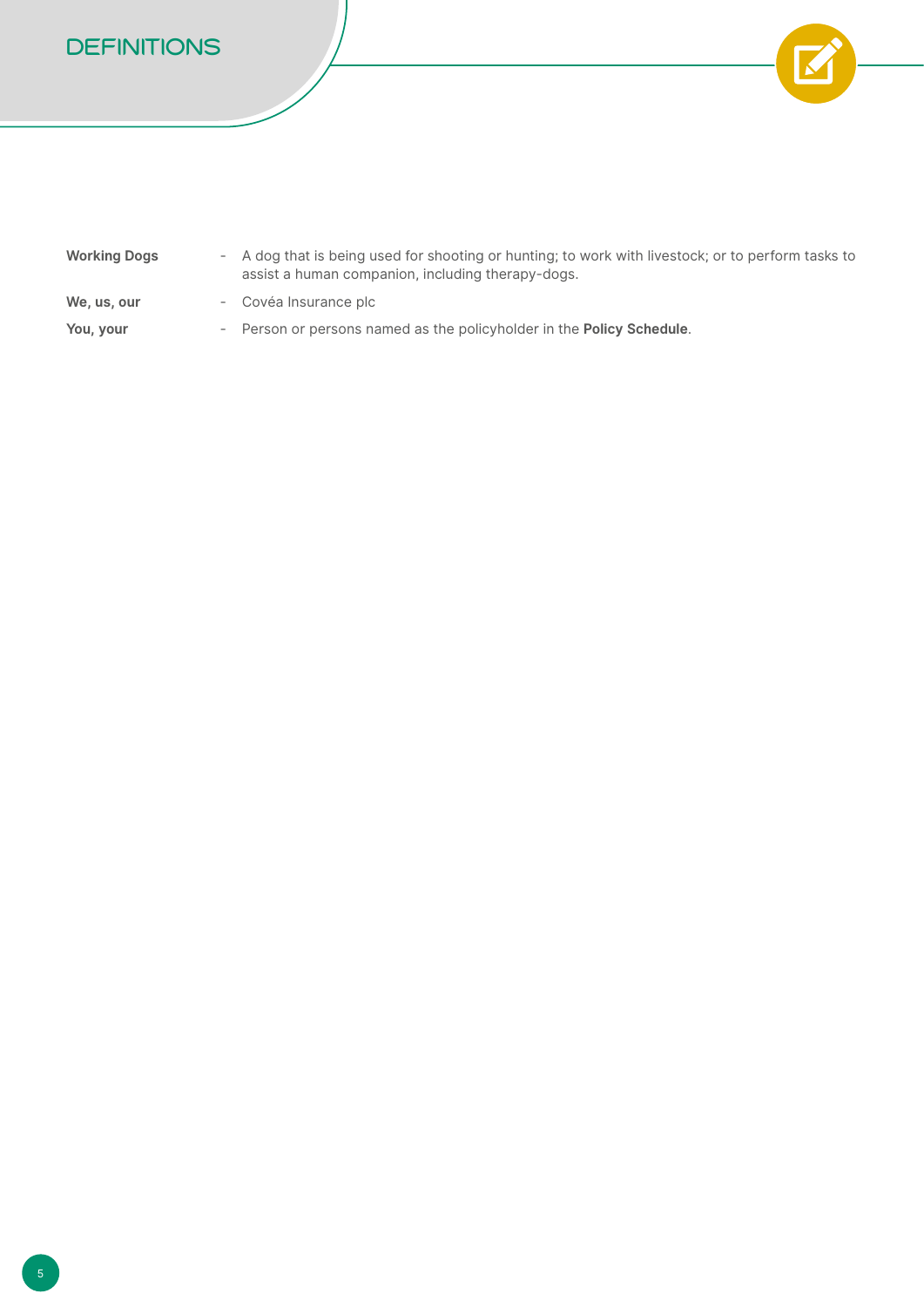# DEFINITIONS

| | |
|---|---|
| **Working Dogs** | - A dog that is being used for shooting or hunting; to work with livestock; or to perform tasks to assist a human companion, including therapy-dogs. |
| **We, us, our** | - Covéa Insurance plc |
| **You, your** | - Person or persons named as the policyholder in the **Policy Schedule**. |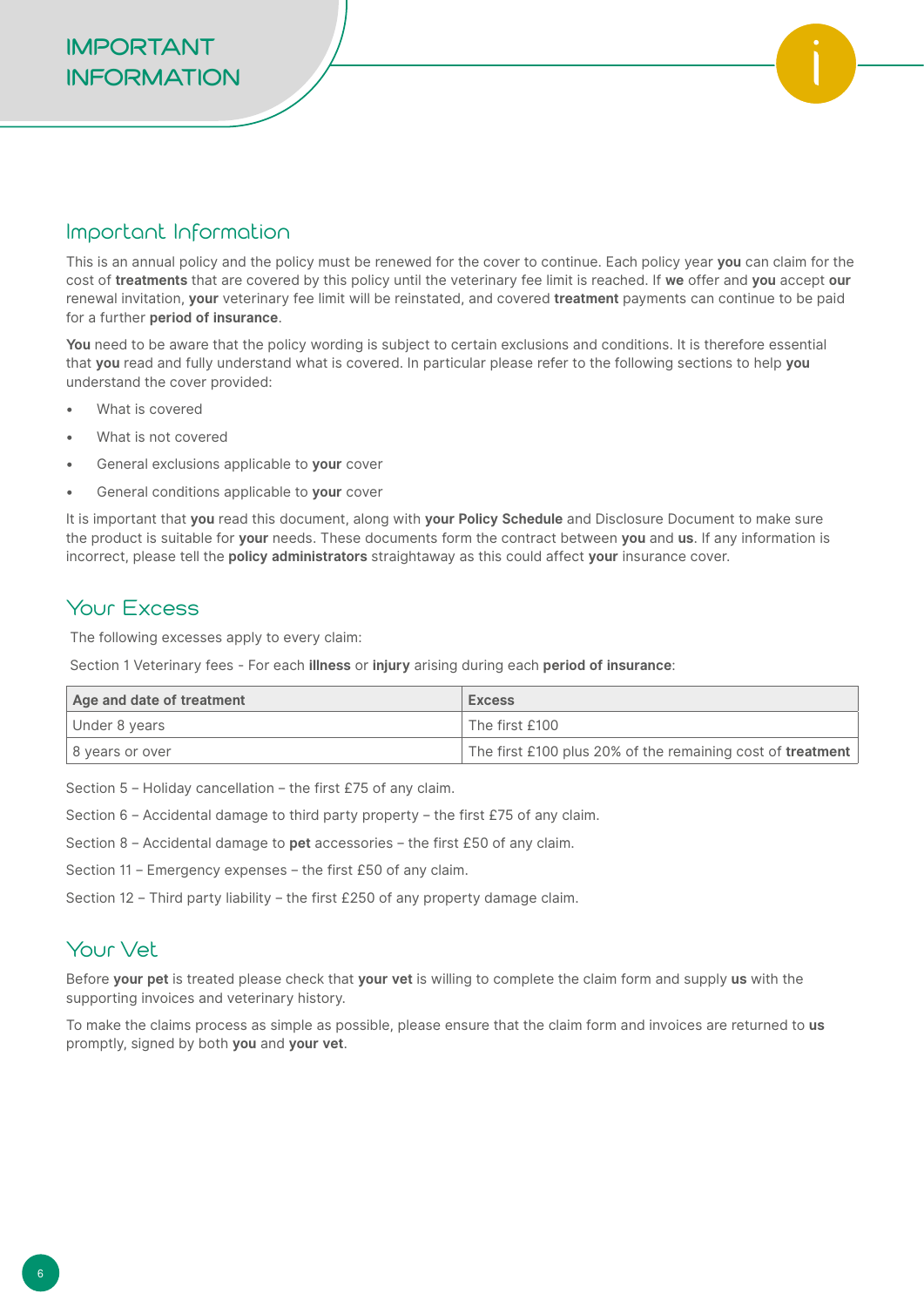# IMPORTANT INFORMATION

## Important Information

This is an annual policy and the policy must be renewed for the cover to continue. Each policy year **you** can claim for the cost of **treatments** that are covered by this policy until the veterinary fee limit is reached. If **we** offer and **you** accept **our** renewal invitation, **your** veterinary fee limit will be reinstated, and covered **treatment** payments can continue to be paid for a further **period of insurance**.

**You** need to be aware that the policy wording is subject to certain exclusions and conditions. It is therefore essential that **you** read and fully understand what is covered. In particular please refer to the following sections to help **you** understand the cover provided:

- What is covered
- What is not covered
- General exclusions applicable to **your** cover
- General conditions applicable to **your** cover

It is important that **you** read this document, along with **your Policy Schedule** and Disclosure Document to make sure the product is suitable for **your** needs. These documents form the contract between **you** and **us**. If any information is incorrect, please tell the **policy administrators** straightaway as this could affect **your** insurance cover.

## Your Excess

The following excesses apply to every claim:

Section 1 Veterinary fees - For each **illness** or **injury** arising during each **period of insurance**:

| Age and date of treatment | Excess |
| --- | --- |
| Under 8 years | The first £100 |
| 8 years or over | The first £100 plus 20% of the remaining cost of **treatment** |

Section 5 – Holiday cancellation – the first £75 of any claim.

Section 6 – Accidental damage to third party property – the first £75 of any claim.

Section 8 – Accidental damage to **pet** accessories – the first £50 of any claim.

Section 11 – Emergency expenses – the first £50 of any claim.

Section 12 – Third party liability – the first £250 of any property damage claim.

## Your Vet

Before **your pet** is treated please check that **your vet** is willing to complete the claim form and supply **us** with the supporting invoices and veterinary history.

To make the claims process as simple as possible, please ensure that the claim form and invoices are returned to **us** promptly, signed by both **you** and **your vet**.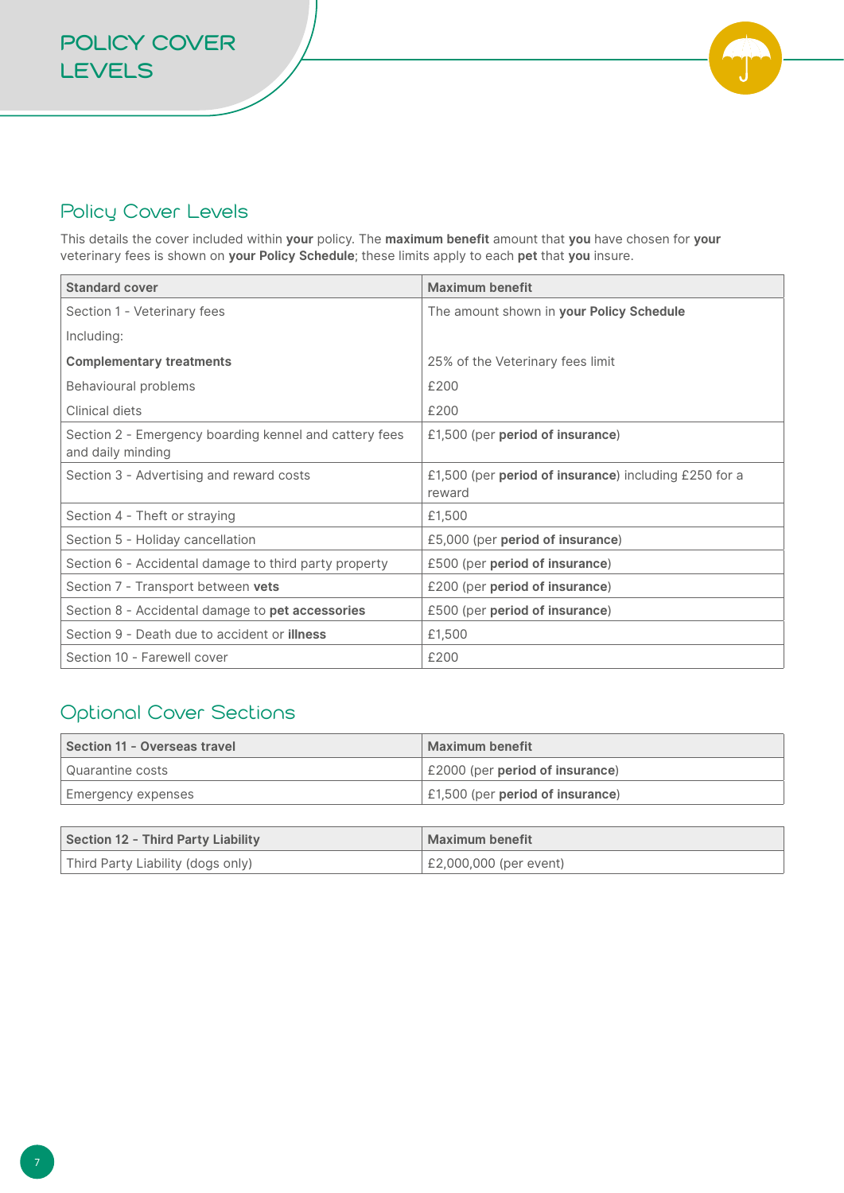# POLICY COVER LEVELS

## Policy Cover Levels

This details the cover included within **your** policy. The **maximum benefit** amount that **you** have chosen for **your** veterinary fees is shown on **your Policy Schedule**; these limits apply to each **pet** that **you** insure.

| Standard cover | Maximum benefit |
|---|---|
| Section 1 - Veterinary fees<br>Including:<br>**Complementary treatments**<br>Behavioural problems<br>Clinical diets | The amount shown in **your Policy Schedule**<br><br>25% of the Veterinary fees limit<br>£200<br>£200 |
| Section 2 - Emergency boarding kennel and cattery fees and daily minding | £1,500 (per **period of insurance**) |
| Section 3 - Advertising and reward costs | £1,500 (per **period of insurance**) including £250 for a reward |
| Section 4 - Theft or straying | £1,500 |
| Section 5 - Holiday cancellation | £5,000 (per **period of insurance**) |
| Section 6 - Accidental damage to third party property | £500 (per **period of insurance**) |
| Section 7 - Transport between **vets** | £200 (per **period of insurance**) |
| Section 8 - Accidental damage to **pet accessories** | £500 (per **period of insurance**) |
| Section 9 - Death due to accident or **illness** | £1,500 |
| Section 10 - Farewell cover | £200 |

## Optional Cover Sections

| Section 11 - Overseas travel | Maximum benefit |
|---|---|
| Quarantine costs | £2000 (per **period of insurance**) |
| Emergency expenses | £1,500 (per **period of insurance**) |

| Section 12 - Third Party Liability | Maximum benefit |
|---|---|
| Third Party Liability (dogs only) | £2,000,000 (per event) |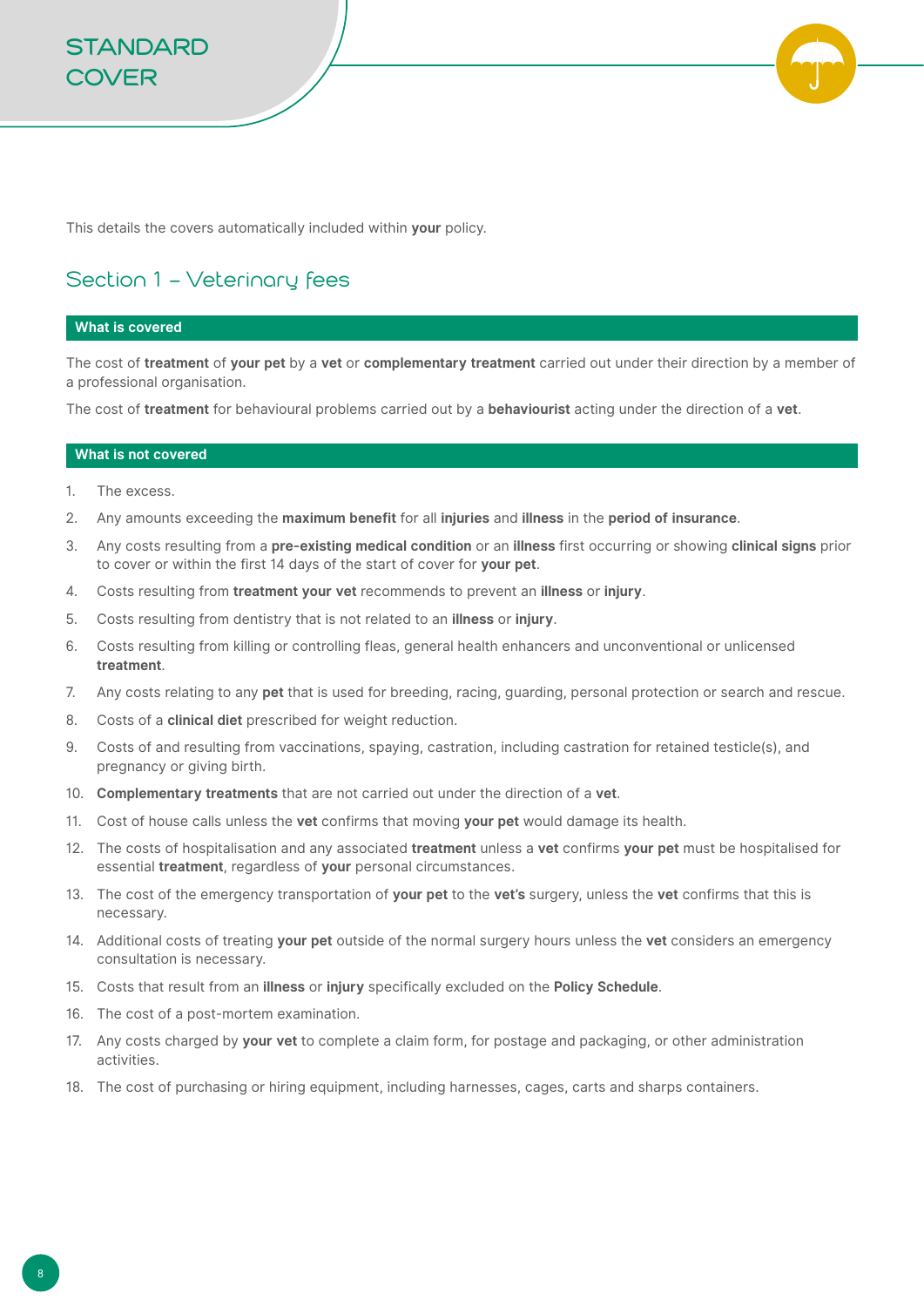# STANDARD COVER

This details the covers automatically included within **your** policy.

## Section 1 – Veterinary fees

### What is covered

The cost of **treatment** of **your pet** by a **vet** or **complementary treatment** carried out under their direction by a member of a professional organisation.

The cost of **treatment** for behavioural problems carried out by a **behaviourist** acting under the direction of a **vet**.

### What is not covered

1. The excess.
2. Any amounts exceeding the **maximum benefit** for all **injuries** and **illness** in the **period of insurance**.
3. Any costs resulting from a **pre-existing medical condition** or an **illness** first occurring or showing **clinical signs** prior to cover or within the first 14 days of the start of cover for **your pet**.
4. Costs resulting from **treatment your vet** recommends to prevent an **illness** or **injury**.
5. Costs resulting from dentistry that is not related to an **illness** or **injury**.
6. Costs resulting from killing or controlling fleas, general health enhancers and unconventional or unlicensed **treatment**.
7. Any costs relating to any **pet** that is used for breeding, racing, guarding, personal protection or search and rescue.
8. Costs of a **clinical diet** prescribed for weight reduction.
9. Costs of and resulting from vaccinations, spaying, castration, including castration for retained testicle(s), and pregnancy or giving birth.
10. **Complementary treatments** that are not carried out under the direction of a **vet**.
11. Cost of house calls unless the **vet** confirms that moving **your pet** would damage its health.
12. The costs of hospitalisation and any associated **treatment** unless a **vet** confirms **your pet** must be hospitalised for essential **treatment**, regardless of **your** personal circumstances.
13. The cost of the emergency transportation of **your pet** to the **vet's** surgery, unless the **vet** confirms that this is necessary.
14. Additional costs of treating **your pet** outside of the normal surgery hours unless the **vet** considers an emergency consultation is necessary.
15. Costs that result from an **illness** or **injury** specifically excluded on the **Policy Schedule**.
16. The cost of a post-mortem examination.
17. Any costs charged by **your vet** to complete a claim form, for postage and packaging, or other administration activities.
18. The cost of purchasing or hiring equipment, including harnesses, cages, carts and sharps containers.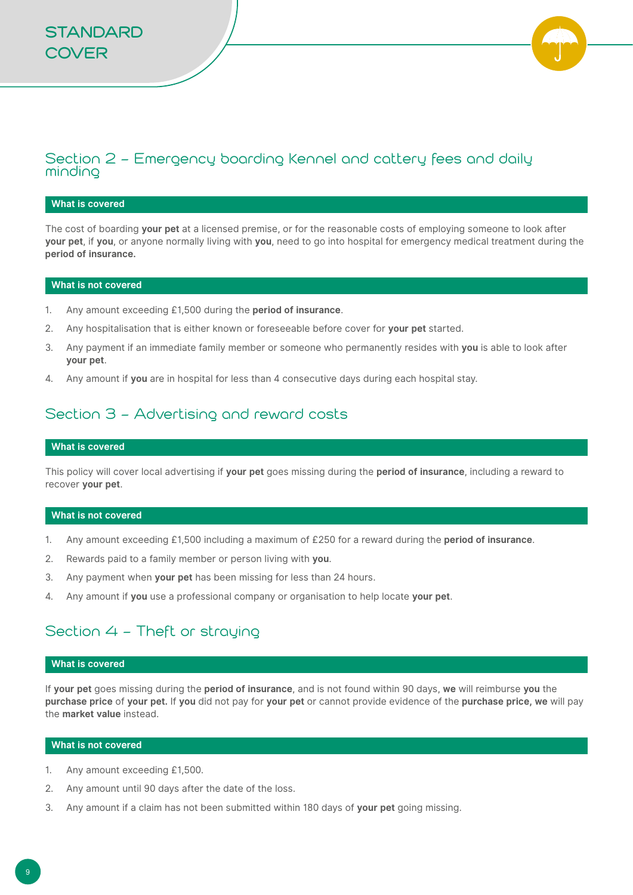# STANDARD COVER

## Section 2 – Emergency boarding Kennel and cattery fees and daily minding

### What is covered

The cost of boarding **your pet** at a licensed premise, or for the reasonable costs of employing someone to look after **your pet**, if **you**, or anyone normally living with **you**, need to go into hospital for emergency medical treatment during the **period of insurance.**

### What is not covered

1. Any amount exceeding £1,500 during the **period of insurance**.
2. Any hospitalisation that is either known or foreseeable before cover for **your pet** started.
3. Any payment if an immediate family member or someone who permanently resides with **you** is able to look after **your pet**.
4. Any amount if **you** are in hospital for less than 4 consecutive days during each hospital stay.

## Section 3 – Advertising and reward costs

### What is covered

This policy will cover local advertising if **your pet** goes missing during the **period of insurance**, including a reward to recover **your pet**.

### What is not covered

1. Any amount exceeding £1,500 including a maximum of £250 for a reward during the **period of insurance**.
2. Rewards paid to a family member or person living with **you**.
3. Any payment when **your pet** has been missing for less than 24 hours.
4. Any amount if **you** use a professional company or organisation to help locate **your pet**.

## Section 4 – Theft or straying

### What is covered

If **your pet** goes missing during the **period of insurance**, and is not found within 90 days, **we** will reimburse **you** the **purchase price** of **your pet.** If **you** did not pay for **your pet** or cannot provide evidence of the **purchase price, we** will pay the **market value** instead.

### What is not covered

1. Any amount exceeding £1,500.
2. Any amount until 90 days after the date of the loss.
3. Any amount if a claim has not been submitted within 180 days of **your pet** going missing.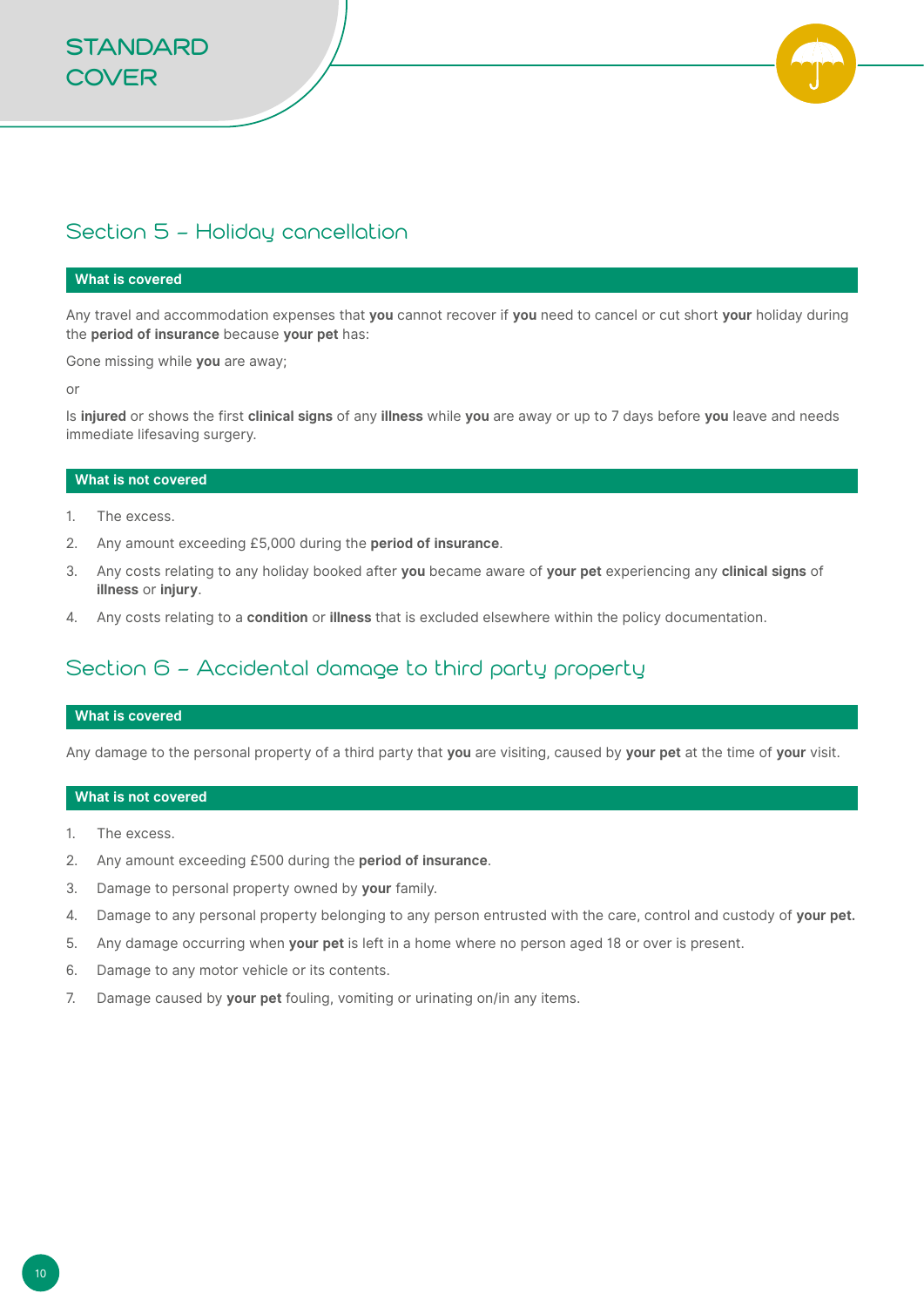# STANDARD COVER

## Section 5 – Holiday cancellation

### What is covered

Any travel and accommodation expenses that **you** cannot recover if **you** need to cancel or cut short **your** holiday during the **period of insurance** because **your pet** has:

Gone missing while **you** are away;

or

Is **injured** or shows the first **clinical signs** of any **illness** while **you** are away or up to 7 days before **you** leave and needs immediate lifesaving surgery.

### What is not covered

1. The excess.
2. Any amount exceeding £5,000 during the **period of insurance**.
3. Any costs relating to any holiday booked after **you** became aware of **your pet** experiencing any **clinical signs** of **illness** or **injury**.
4. Any costs relating to a **condition** or **illness** that is excluded elsewhere within the policy documentation.

## Section 6 – Accidental damage to third party property

### What is covered

Any damage to the personal property of a third party that **you** are visiting, caused by **your pet** at the time of **your** visit.

### What is not covered

1. The excess.
2. Any amount exceeding £500 during the **period of insurance**.
3. Damage to personal property owned by **your** family.
4. Damage to any personal property belonging to any person entrusted with the care, control and custody of **your pet.**
5. Any damage occurring when **your pet** is left in a home where no person aged 18 or over is present.
6. Damage to any motor vehicle or its contents.
7. Damage caused by **your pet** fouling, vomiting or urinating on/in any items.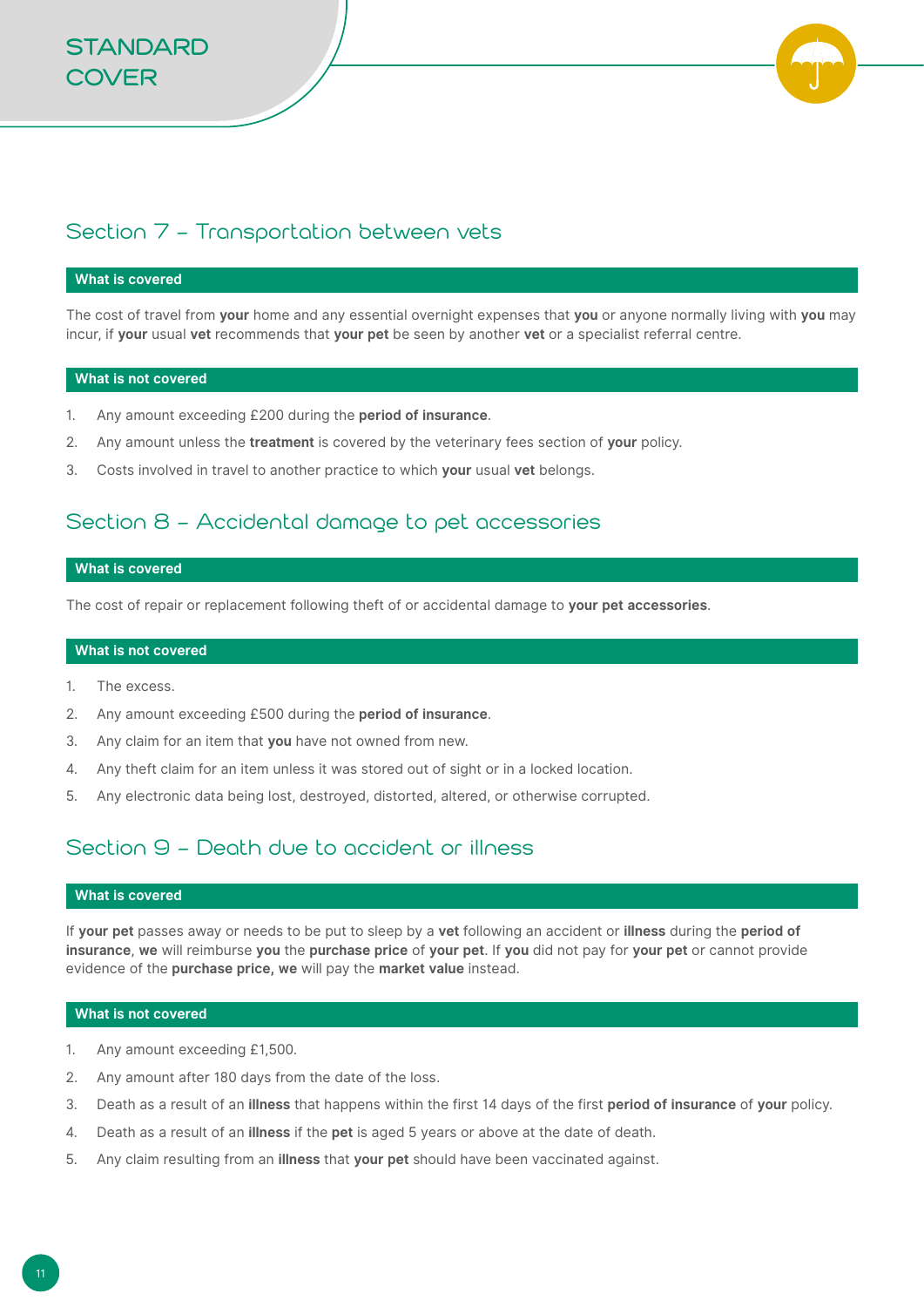# STANDARD COVER

## Section 7 – Transportation between vets

### What is covered

The cost of travel from **your** home and any essential overnight expenses that **you** or anyone normally living with **you** may incur, if **your** usual **vet** recommends that **your pet** be seen by another **vet** or a specialist referral centre.

### What is not covered

1. Any amount exceeding £200 during the **period of insurance**.
2. Any amount unless the **treatment** is covered by the veterinary fees section of **your** policy.
3. Costs involved in travel to another practice to which **your** usual **vet** belongs.

## Section 8 – Accidental damage to pet accessories

### What is covered

The cost of repair or replacement following theft of or accidental damage to **your pet accessories**.

### What is not covered

1. The excess.
2. Any amount exceeding £500 during the **period of insurance**.
3. Any claim for an item that **you** have not owned from new.
4. Any theft claim for an item unless it was stored out of sight or in a locked location.
5. Any electronic data being lost, destroyed, distorted, altered, or otherwise corrupted.

## Section 9 – Death due to accident or illness

### What is covered

If **your pet** passes away or needs to be put to sleep by a **vet** following an accident or **illness** during the **period of insurance**, **we** will reimburse **you** the **purchase price** of **your pet**. If **you** did not pay for **your pet** or cannot provide evidence of the **purchase price, we** will pay the **market value** instead.

### What is not covered

1. Any amount exceeding £1,500.
2. Any amount after 180 days from the date of the loss.
3. Death as a result of an **illness** that happens within the first 14 days of the first **period of insurance** of **your** policy.
4. Death as a result of an **illness** if the **pet** is aged 5 years or above at the date of death.
5. Any claim resulting from an **illness** that **your pet** should have been vaccinated against.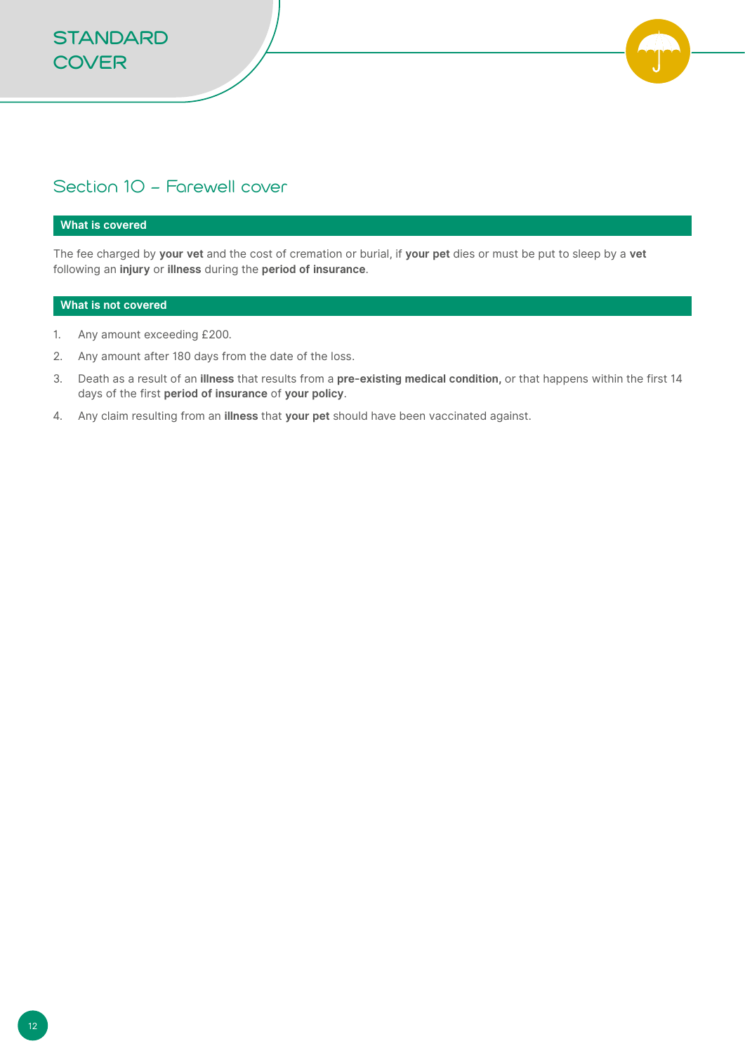# STANDARD COVER

## Section 10 – Farewell cover

### What is covered

The fee charged by **your vet** and the cost of cremation or burial, if **your pet** dies or must be put to sleep by a **vet** following an **injury** or **illness** during the **period of insurance**.

### What is not covered

1. Any amount exceeding £200.
2. Any amount after 180 days from the date of the loss.
3. Death as a result of an **illness** that results from a **pre-existing medical condition,** or that happens within the first 14 days of the first **period of insurance** of **your policy**.
4. Any claim resulting from an **illness** that **your pet** should have been vaccinated against.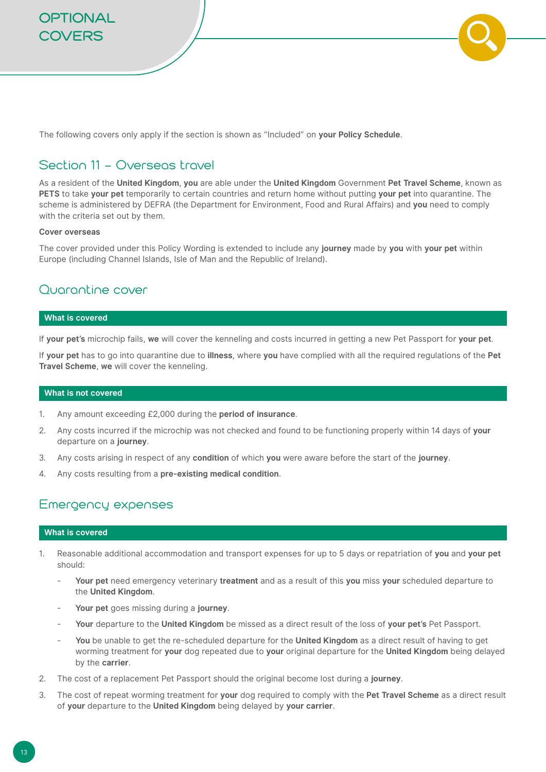# OPTIONAL COVERS

The following covers only apply if the section is shown as "Included" on **your Policy Schedule**.

## Section 11 – Overseas travel

As a resident of the **United Kingdom**, **you** are able under the **United Kingdom** Government **Pet Travel Scheme**, known as **PETS** to take **your pet** temporarily to certain countries and return home without putting **your pet** into quarantine. The scheme is administered by DEFRA (the Department for Environment, Food and Rural Affairs) and **you** need to comply with the criteria set out by them.

**Cover overseas**

The cover provided under this Policy Wording is extended to include any **journey** made by **you** with **your pet** within Europe (including Channel Islands, Isle of Man and the Republic of Ireland).

## Quarantine cover

### What is covered

If **your pet's** microchip fails, **we** will cover the kenneling and costs incurred in getting a new Pet Passport for **your pet**.

If **your pet** has to go into quarantine due to **illness**, where **you** have complied with all the required regulations of the **Pet Travel Scheme**, **we** will cover the kenneling.

### What is not covered

1. Any amount exceeding £2,000 during the **period of insurance**.
2. Any costs incurred if the microchip was not checked and found to be functioning properly within 14 days of **your** departure on a **journey**.
3. Any costs arising in respect of any **condition** of which **you** were aware before the start of the **journey**.
4. Any costs resulting from a **pre-existing medical condition**.

## Emergency expenses

### What is covered

1. Reasonable additional accommodation and transport expenses for up to 5 days or repatriation of **you** and **your pet** should:
   - **Your pet** need emergency veterinary **treatment** and as a result of this **you** miss **your** scheduled departure to the **United Kingdom**.
   - **Your pet** goes missing during a **journey**.
   - **Your** departure to the **United Kingdom** be missed as a direct result of the loss of **your pet's** Pet Passport.
   - **You** be unable to get the re-scheduled departure for the **United Kingdom** as a direct result of having to get worming treatment for **your** dog repeated due to **your** original departure for the **United Kingdom** being delayed by the **carrier**.
2. The cost of a replacement Pet Passport should the original become lost during a **journey**.
3. The cost of repeat worming treatment for **your** dog required to comply with the **Pet Travel Scheme** as a direct result of **your** departure to the **United Kingdom** being delayed by **your carrier**.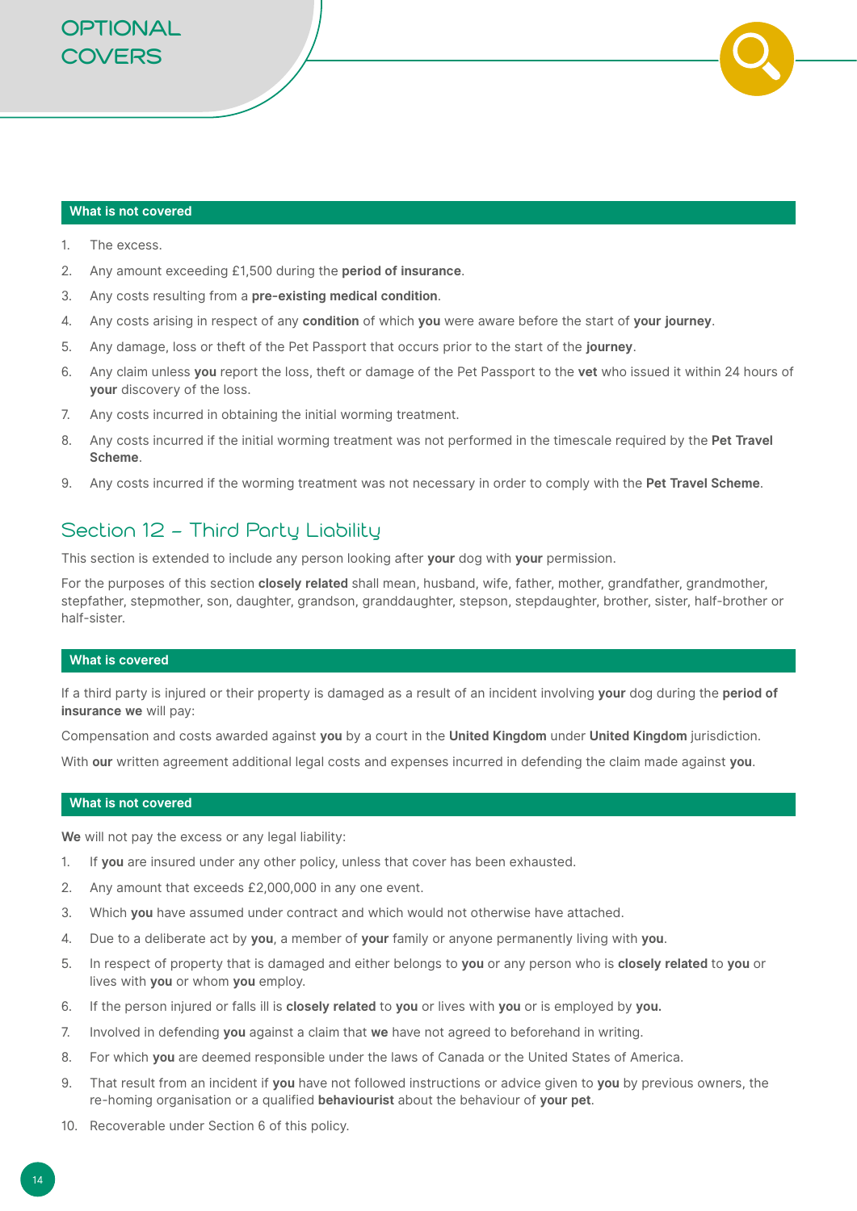#### What is not covered

1. The excess.
2. Any amount exceeding £1,500 during the **period of insurance**.
3. Any costs resulting from a **pre-existing medical condition**.
4. Any costs arising in respect of any **condition** of which **you** were aware before the start of **your journey**.
5. Any damage, loss or theft of the Pet Passport that occurs prior to the start of the **journey**.
6. Any claim unless **you** report the loss, theft or damage of the Pet Passport to the **vet** who issued it within 24 hours of **your** discovery of the loss.
7. Any costs incurred in obtaining the initial worming treatment.
8. Any costs incurred if the initial worming treatment was not performed in the timescale required by the **Pet Travel Scheme**.
9. Any costs incurred if the worming treatment was not necessary in order to comply with the **Pet Travel Scheme**.

## Section 12 – Third Party Liability

This section is extended to include any person looking after **your** dog with **your** permission.

For the purposes of this section **closely related** shall mean, husband, wife, father, mother, grandfather, grandmother, stepfather, stepmother, son, daughter, grandson, granddaughter, stepson, stepdaughter, brother, sister, half-brother or half-sister.

#### What is covered

If a third party is injured or their property is damaged as a result of an incident involving **your** dog during the **period of insurance we** will pay:

Compensation and costs awarded against **you** by a court in the **United Kingdom** under **United Kingdom** jurisdiction.

With **our** written agreement additional legal costs and expenses incurred in defending the claim made against **you**.

#### What is not covered

**We** will not pay the excess or any legal liability:

1. If **you** are insured under any other policy, unless that cover has been exhausted.
2. Any amount that exceeds £2,000,000 in any one event.
3. Which **you** have assumed under contract and which would not otherwise have attached.
4. Due to a deliberate act by **you**, a member of **your** family or anyone permanently living with **you**.
5. In respect of property that is damaged and either belongs to **you** or any person who is **closely related** to **you** or lives with **you** or whom **you** employ.
6. If the person injured or falls ill is **closely related** to **you** or lives with **you** or is employed by **you.**
7. Involved in defending **you** against a claim that **we** have not agreed to beforehand in writing.
8. For which **you** are deemed responsible under the laws of Canada or the United States of America.
9. That result from an incident if **you** have not followed instructions or advice given to **you** by previous owners, the re-homing organisation or a qualified **behaviourist** about the behaviour of **your pet**.
10. Recoverable under Section 6 of this policy.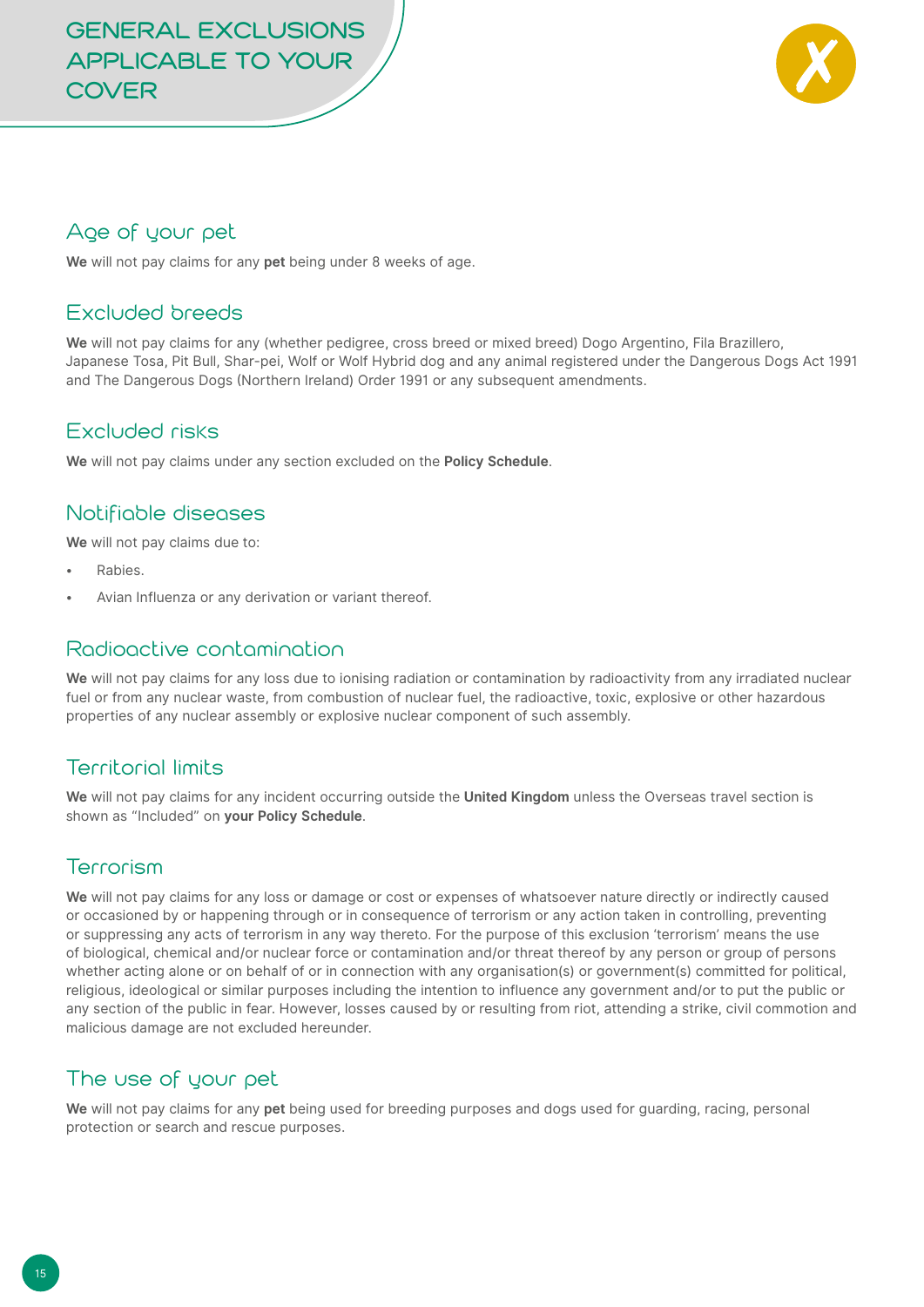# GENERAL EXCLUSIONS APPLICABLE TO YOUR COVER

## Age of your pet

**We** will not pay claims for any **pet** being under 8 weeks of age.

## Excluded breeds

**We** will not pay claims for any (whether pedigree, cross breed or mixed breed) Dogo Argentino, Fila Brazillero, Japanese Tosa, Pit Bull, Shar-pei, Wolf or Wolf Hybrid dog and any animal registered under the Dangerous Dogs Act 1991 and The Dangerous Dogs (Northern Ireland) Order 1991 or any subsequent amendments.

## Excluded risks

**We** will not pay claims under any section excluded on the **Policy Schedule**.

## Notifiable diseases

**We** will not pay claims due to:

- Rabies.
- Avian Influenza or any derivation or variant thereof.

## Radioactive contamination

**We** will not pay claims for any loss due to ionising radiation or contamination by radioactivity from any irradiated nuclear fuel or from any nuclear waste, from combustion of nuclear fuel, the radioactive, toxic, explosive or other hazardous properties of any nuclear assembly or explosive nuclear component of such assembly.

## Territorial limits

**We** will not pay claims for any incident occurring outside the **United Kingdom** unless the Overseas travel section is shown as "Included" on **your Policy Schedule**.

## Terrorism

**We** will not pay claims for any loss or damage or cost or expenses of whatsoever nature directly or indirectly caused or occasioned by or happening through or in consequence of terrorism or any action taken in controlling, preventing or suppressing any acts of terrorism in any way thereto. For the purpose of this exclusion 'terrorism' means the use of biological, chemical and/or nuclear force or contamination and/or threat thereof by any person or group of persons whether acting alone or on behalf of or in connection with any organisation(s) or government(s) committed for political, religious, ideological or similar purposes including the intention to influence any government and/or to put the public or any section of the public in fear. However, losses caused by or resulting from riot, attending a strike, civil commotion and malicious damage are not excluded hereunder.

## The use of your pet

**We** will not pay claims for any **pet** being used for breeding purposes and dogs used for guarding, racing, personal protection or search and rescue purposes.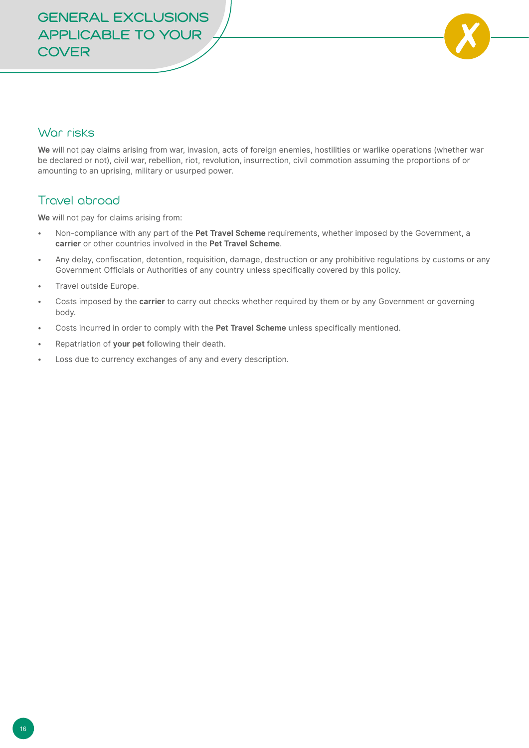# GENERAL EXCLUSIONS APPLICABLE TO YOUR COVER

## War risks

**We** will not pay claims arising from war, invasion, acts of foreign enemies, hostilities or warlike operations (whether war be declared or not), civil war, rebellion, riot, revolution, insurrection, civil commotion assuming the proportions of or amounting to an uprising, military or usurped power.

## Travel abroad

**We** will not pay for claims arising from:

- Non-compliance with any part of the **Pet Travel Scheme** requirements, whether imposed by the Government, a **carrier** or other countries involved in the **Pet Travel Scheme**.
- Any delay, confiscation, detention, requisition, damage, destruction or any prohibitive regulations by customs or any Government Officials or Authorities of any country unless specifically covered by this policy.
- Travel outside Europe.
- Costs imposed by the **carrier** to carry out checks whether required by them or by any Government or governing body.
- Costs incurred in order to comply with the **Pet Travel Scheme** unless specifically mentioned.
- Repatriation of **your pet** following their death.
- Loss due to currency exchanges of any and every description.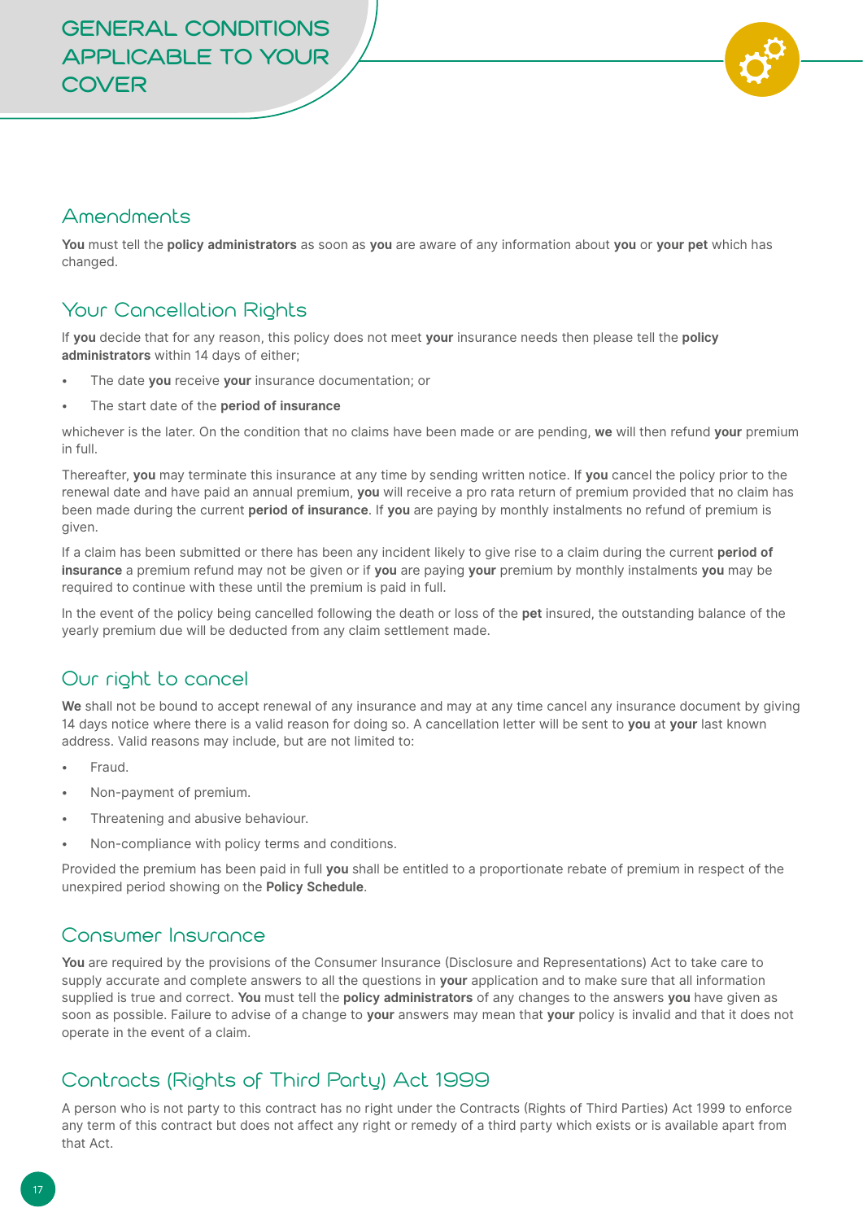# GENERAL CONDITIONS APPLICABLE TO YOUR COVER

## Amendments

**You** must tell the **policy administrators** as soon as **you** are aware of any information about **you** or **your pet** which has changed.

## Your Cancellation Rights

If **you** decide that for any reason, this policy does not meet **your** insurance needs then please tell the **policy administrators** within 14 days of either;

- The date **you** receive **your** insurance documentation; or
- The start date of the **period of insurance**

whichever is the later. On the condition that no claims have been made or are pending, **we** will then refund **your** premium in full.

Thereafter, **you** may terminate this insurance at any time by sending written notice. If **you** cancel the policy prior to the renewal date and have paid an annual premium, **you** will receive a pro rata return of premium provided that no claim has been made during the current **period of insurance**. If **you** are paying by monthly instalments no refund of premium is given.

If a claim has been submitted or there has been any incident likely to give rise to a claim during the current **period of insurance** a premium refund may not be given or if **you** are paying **your** premium by monthly instalments **you** may be required to continue with these until the premium is paid in full.

In the event of the policy being cancelled following the death or loss of the **pet** insured, the outstanding balance of the yearly premium due will be deducted from any claim settlement made.

## Our right to cancel

**We** shall not be bound to accept renewal of any insurance and may at any time cancel any insurance document by giving 14 days notice where there is a valid reason for doing so. A cancellation letter will be sent to **you** at **your** last known address. Valid reasons may include, but are not limited to:

- Fraud.
- Non-payment of premium.
- Threatening and abusive behaviour.
- Non-compliance with policy terms and conditions.

Provided the premium has been paid in full **you** shall be entitled to a proportionate rebate of premium in respect of the unexpired period showing on the **Policy Schedule**.

## Consumer Insurance

**You** are required by the provisions of the Consumer Insurance (Disclosure and Representations) Act to take care to supply accurate and complete answers to all the questions in **your** application and to make sure that all information supplied is true and correct. **You** must tell the **policy administrators** of any changes to the answers **you** have given as soon as possible. Failure to advise of a change to **your** answers may mean that **your** policy is invalid and that it does not operate in the event of a claim.

## Contracts (Rights of Third Party) Act 1999

A person who is not party to this contract has no right under the Contracts (Rights of Third Parties) Act 1999 to enforce any term of this contract but does not affect any right or remedy of a third party which exists or is available apart from that Act.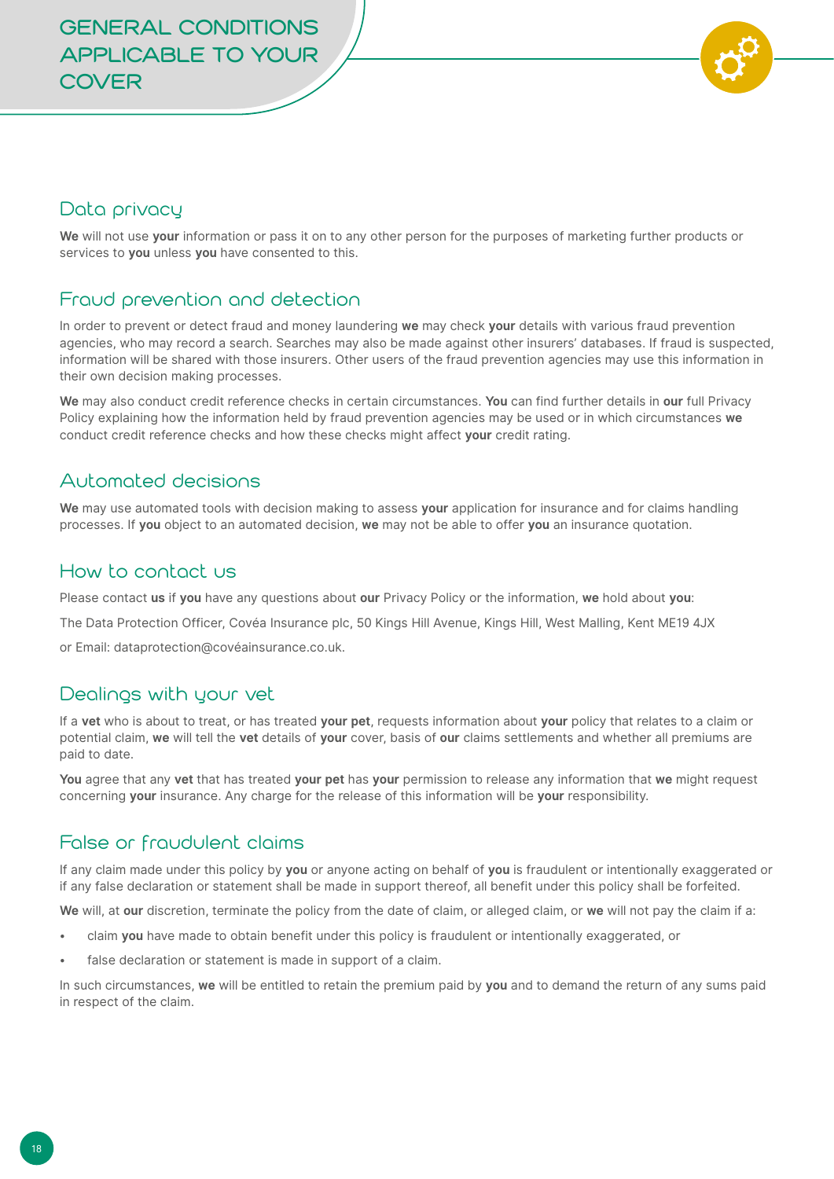# GENERAL CONDITIONS APPLICABLE TO YOUR COVER

## Data privacy

**We** will not use **your** information or pass it on to any other person for the purposes of marketing further products or services to **you** unless **you** have consented to this.

## Fraud prevention and detection

In order to prevent or detect fraud and money laundering **we** may check **your** details with various fraud prevention agencies, who may record a search. Searches may also be made against other insurers' databases. If fraud is suspected, information will be shared with those insurers. Other users of the fraud prevention agencies may use this information in their own decision making processes.

**We** may also conduct credit reference checks in certain circumstances. **You** can find further details in **our** full Privacy Policy explaining how the information held by fraud prevention agencies may be used or in which circumstances **we** conduct credit reference checks and how these checks might affect **your** credit rating.

## Automated decisions

**We** may use automated tools with decision making to assess **your** application for insurance and for claims handling processes. If **you** object to an automated decision, **we** may not be able to offer **you** an insurance quotation.

## How to contact us

Please contact **us** if **you** have any questions about **our** Privacy Policy or the information, **we** hold about **you**:

The Data Protection Officer, Covéa Insurance plc, 50 Kings Hill Avenue, Kings Hill, West Malling, Kent ME19 4JX

or Email: dataprotection@covéainsurance.co.uk.

## Dealings with your vet

If a **vet** who is about to treat, or has treated **your pet**, requests information about **your** policy that relates to a claim or potential claim, **we** will tell the **vet** details of **your** cover, basis of **our** claims settlements and whether all premiums are paid to date.

**You** agree that any **vet** that has treated **your pet** has **your** permission to release any information that **we** might request concerning **your** insurance. Any charge for the release of this information will be **your** responsibility.

## False or fraudulent claims

If any claim made under this policy by **you** or anyone acting on behalf of **you** is fraudulent or intentionally exaggerated or if any false declaration or statement shall be made in support thereof, all benefit under this policy shall be forfeited.

**We** will, at **our** discretion, terminate the policy from the date of claim, or alleged claim, or **we** will not pay the claim if a:

- claim **you** have made to obtain benefit under this policy is fraudulent or intentionally exaggerated, or
- false declaration or statement is made in support of a claim.

In such circumstances, **we** will be entitled to retain the premium paid by **you** and to demand the return of any sums paid in respect of the claim.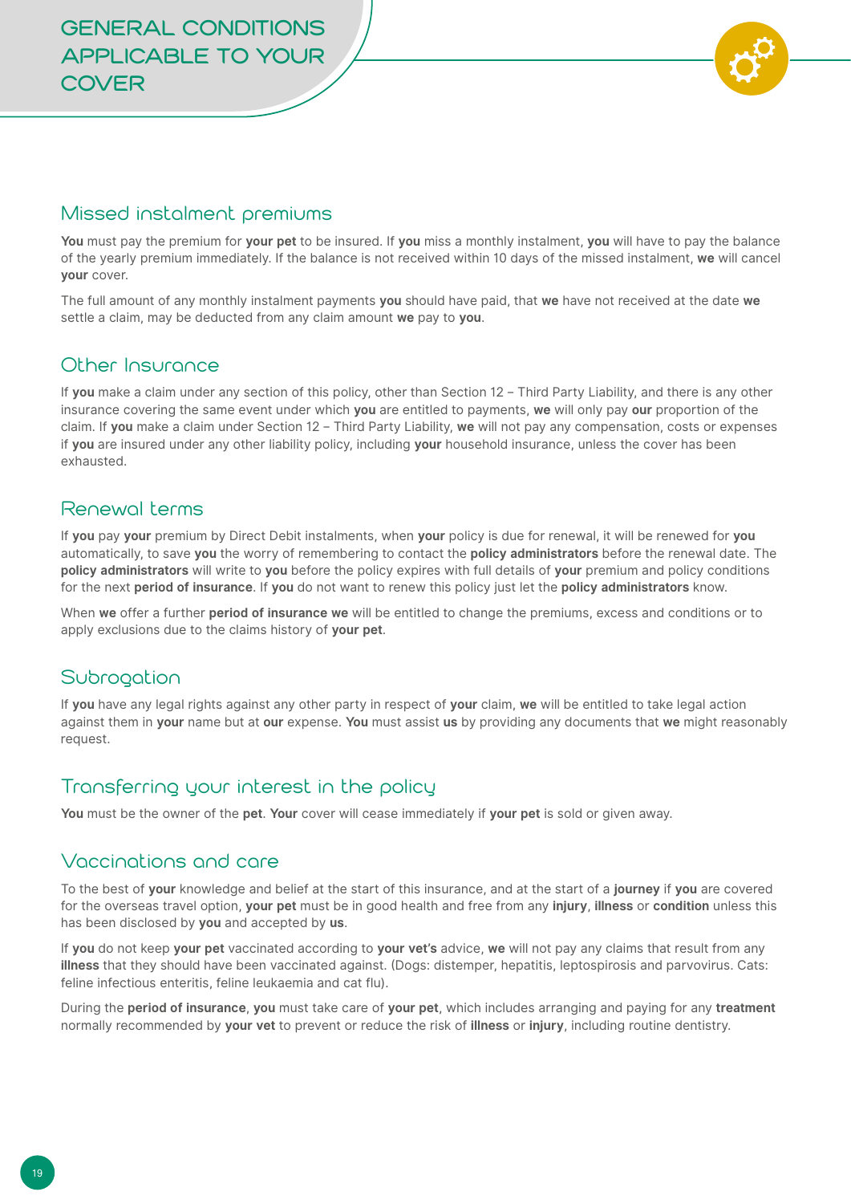# GENERAL CONDITIONS APPLICABLE TO YOUR COVER

## Missed instalment premiums

**You** must pay the premium for **your pet** to be insured. If **you** miss a monthly instalment, **you** will have to pay the balance of the yearly premium immediately. If the balance is not received within 10 days of the missed instalment, **we** will cancel **your** cover.

The full amount of any monthly instalment payments **you** should have paid, that **we** have not received at the date **we** settle a claim, may be deducted from any claim amount **we** pay to **you**.

## Other Insurance

If **you** make a claim under any section of this policy, other than Section 12 – Third Party Liability, and there is any other insurance covering the same event under which **you** are entitled to payments, **we** will only pay **our** proportion of the claim. If **you** make a claim under Section 12 – Third Party Liability, **we** will not pay any compensation, costs or expenses if **you** are insured under any other liability policy, including **your** household insurance, unless the cover has been exhausted.

## Renewal terms

If **you** pay **your** premium by Direct Debit instalments, when **your** policy is due for renewal, it will be renewed for **you** automatically, to save **you** the worry of remembering to contact the **policy administrators** before the renewal date. The **policy administrators** will write to **you** before the policy expires with full details of **your** premium and policy conditions for the next **period of insurance**. If **you** do not want to renew this policy just let the **policy administrators** know.

When **we** offer a further **period of insurance we** will be entitled to change the premiums, excess and conditions or to apply exclusions due to the claims history of **your pet**.

## Subrogation

If **you** have any legal rights against any other party in respect of **your** claim, **we** will be entitled to take legal action against them in **your** name but at **our** expense. **You** must assist **us** by providing any documents that **we** might reasonably request.

## Transferring your interest in the policy

**You** must be the owner of the **pet**. **Your** cover will cease immediately if **your pet** is sold or given away.

## Vaccinations and care

To the best of **your** knowledge and belief at the start of this insurance, and at the start of a **journey** if **you** are covered for the overseas travel option, **your pet** must be in good health and free from any **injury**, **illness** or **condition** unless this has been disclosed by **you** and accepted by **us**.

If **you** do not keep **your pet** vaccinated according to **your vet's** advice, **we** will not pay any claims that result from any **illness** that they should have been vaccinated against. (Dogs: distemper, hepatitis, leptospirosis and parvovirus. Cats: feline infectious enteritis, feline leukaemia and cat flu).

During the **period of insurance**, **you** must take care of **your pet**, which includes arranging and paying for any **treatment** normally recommended by **your vet** to prevent or reduce the risk of **illness** or **injury**, including routine dentistry.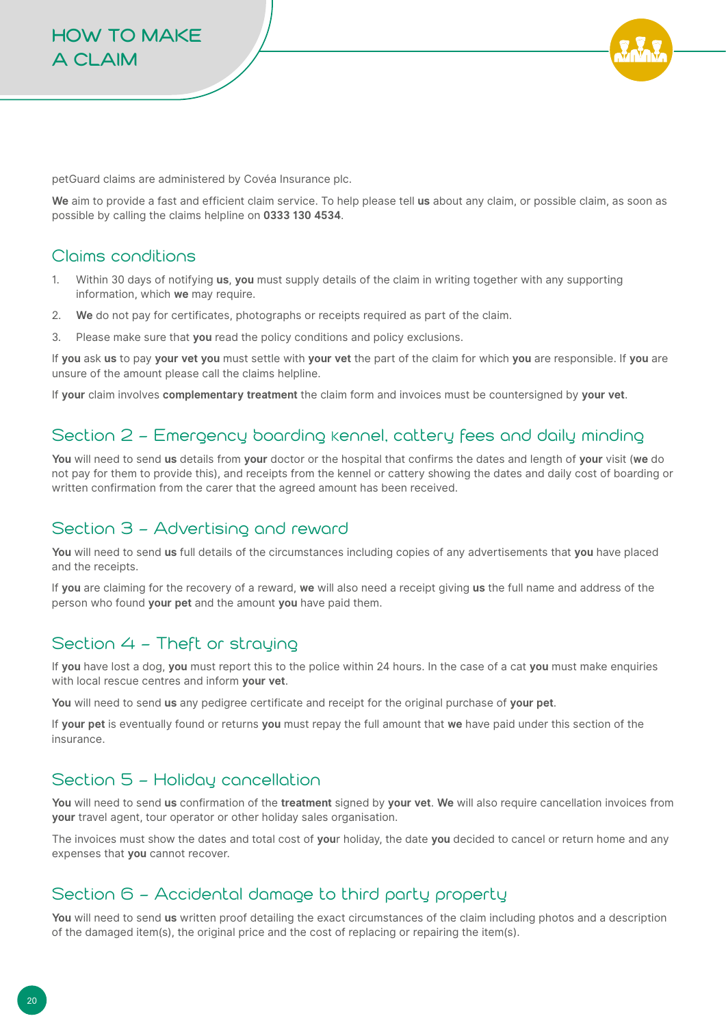# HOW TO MAKE A CLAIM

petGuard claims are administered by Covéa Insurance plc.

**We** aim to provide a fast and efficient claim service. To help please tell **us** about any claim, or possible claim, as soon as possible by calling the claims helpline on **0333 130 4534**.

## Claims conditions

1. Within 30 days of notifying **us**, **you** must supply details of the claim in writing together with any supporting information, which **we** may require.
2. **We** do not pay for certificates, photographs or receipts required as part of the claim.
3. Please make sure that **you** read the policy conditions and policy exclusions.

If **you** ask **us** to pay **your vet you** must settle with **your vet** the part of the claim for which **you** are responsible. If **you** are unsure of the amount please call the claims helpline.

If **your** claim involves **complementary treatment** the claim form and invoices must be countersigned by **your vet**.

## Section 2 – Emergency boarding kennel, cattery fees and daily minding

**You** will need to send **us** details from **your** doctor or the hospital that confirms the dates and length of **your** visit (**we** do not pay for them to provide this), and receipts from the kennel or cattery showing the dates and daily cost of boarding or written confirmation from the carer that the agreed amount has been received.

## Section 3 – Advertising and reward

**You** will need to send **us** full details of the circumstances including copies of any advertisements that **you** have placed and the receipts.

If **you** are claiming for the recovery of a reward, **we** will also need a receipt giving **us** the full name and address of the person who found **your pet** and the amount **you** have paid them.

## Section 4 – Theft or straying

If **you** have lost a dog, **you** must report this to the police within 24 hours. In the case of a cat **you** must make enquiries with local rescue centres and inform **your vet**.

**You** will need to send **us** any pedigree certificate and receipt for the original purchase of **your pet**.

If **your pet** is eventually found or returns **you** must repay the full amount that **we** have paid under this section of the insurance.

## Section 5 – Holiday cancellation

**You** will need to send **us** confirmation of the **treatment** signed by **your vet**. **We** will also require cancellation invoices from **your** travel agent, tour operator or other holiday sales organisation.

The invoices must show the dates and total cost of **your** holiday, the date **you** decided to cancel or return home and any expenses that **you** cannot recover.

## Section 6 – Accidental damage to third party property

**You** will need to send **us** written proof detailing the exact circumstances of the claim including photos and a description of the damaged item(s), the original price and the cost of replacing or repairing the item(s).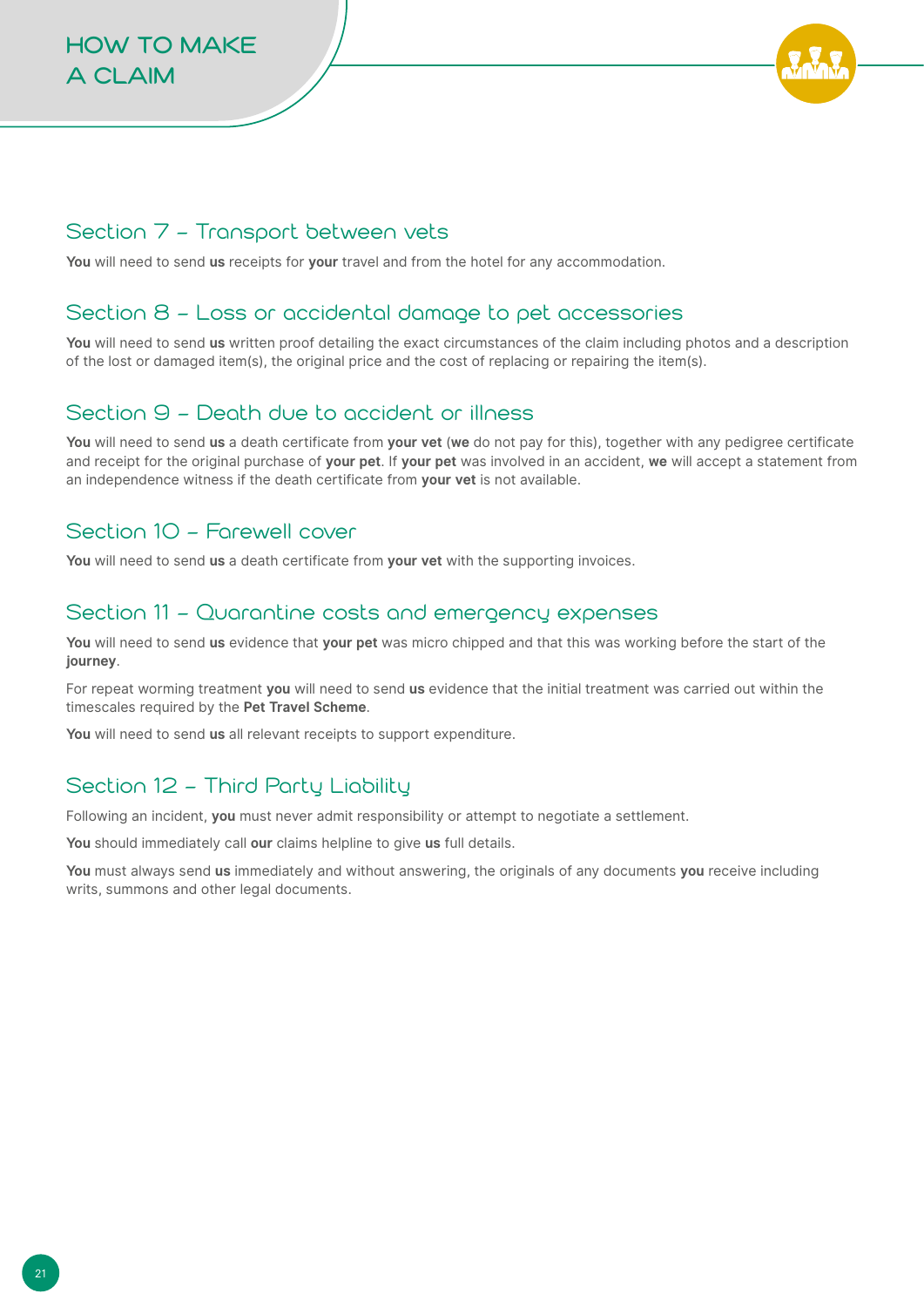# HOW TO MAKE A CLAIM

## Section 7 – Transport between vets

**You** will need to send **us** receipts for **your** travel and from the hotel for any accommodation.

## Section 8 – Loss or accidental damage to pet accessories

**You** will need to send **us** written proof detailing the exact circumstances of the claim including photos and a description of the lost or damaged item(s), the original price and the cost of replacing or repairing the item(s).

## Section 9 – Death due to accident or illness

**You** will need to send **us** a death certificate from **your vet** (**we** do not pay for this), together with any pedigree certificate and receipt for the original purchase of **your pet**. If **your pet** was involved in an accident, **we** will accept a statement from an independence witness if the death certificate from **your vet** is not available.

## Section 10 – Farewell cover

**You** will need to send **us** a death certificate from **your vet** with the supporting invoices.

## Section 11 – Quarantine costs and emergency expenses

**You** will need to send **us** evidence that **your pet** was micro chipped and that this was working before the start of the **journey**.

For repeat worming treatment **you** will need to send **us** evidence that the initial treatment was carried out within the timescales required by the **Pet Travel Scheme**.

**You** will need to send **us** all relevant receipts to support expenditure.

## Section 12 – Third Party Liability

Following an incident, **you** must never admit responsibility or attempt to negotiate a settlement.

**You** should immediately call **our** claims helpline to give **us** full details.

**You** must always send **us** immediately and without answering, the originals of any documents **you** receive including writs, summons and other legal documents.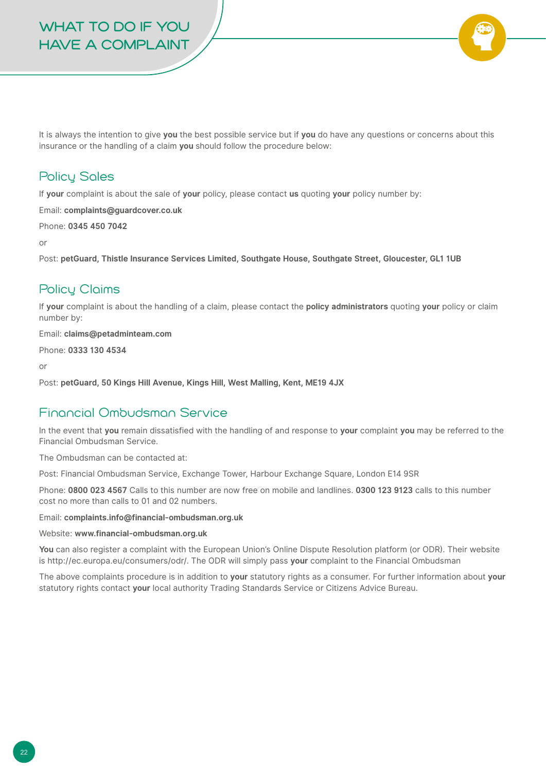# WHAT TO DO IF YOU HAVE A COMPLAINT

It is always the intention to give **you** the best possible service but if **you** do have any questions or concerns about this insurance or the handling of a claim **you** should follow the procedure below:

## Policy Sales

If **your** complaint is about the sale of **your** policy, please contact **us** quoting **your** policy number by:

Email: **complaints@guardcover.co.uk**

Phone: **0345 450 7042**

or

Post: **petGuard, Thistle Insurance Services Limited, Southgate House, Southgate Street, Gloucester, GL1 1UB**

## Policy Claims

If **your** complaint is about the handling of a claim, please contact the **policy administrators** quoting **your** policy or claim number by:

Email: **claims@petadminteam.com**

Phone: **0333 130 4534**

or

Post: **petGuard, 50 Kings Hill Avenue, Kings Hill, West Malling, Kent, ME19 4JX**

## Financial Ombudsman Service

In the event that **you** remain dissatisfied with the handling of and response to **your** complaint **you** may be referred to the Financial Ombudsman Service.

The Ombudsman can be contacted at:

Post: Financial Ombudsman Service, Exchange Tower, Harbour Exchange Square, London E14 9SR

Phone: **0800 023 4567** Calls to this number are now free on mobile and landlines. **0300 123 9123** calls to this number cost no more than calls to 01 and 02 numbers.

Email: **complaints.info@financial-ombudsman.org.uk**

Website: **www.financial-ombudsman.org.uk**

**You** can also register a complaint with the European Union's Online Dispute Resolution platform (or ODR). Their website is http://ec.europa.eu/consumers/odr/. The ODR will simply pass **your** complaint to the Financial Ombudsman

The above complaints procedure is in addition to **your** statutory rights as a consumer. For further information about **your** statutory rights contact **your** local authority Trading Standards Service or Citizens Advice Bureau.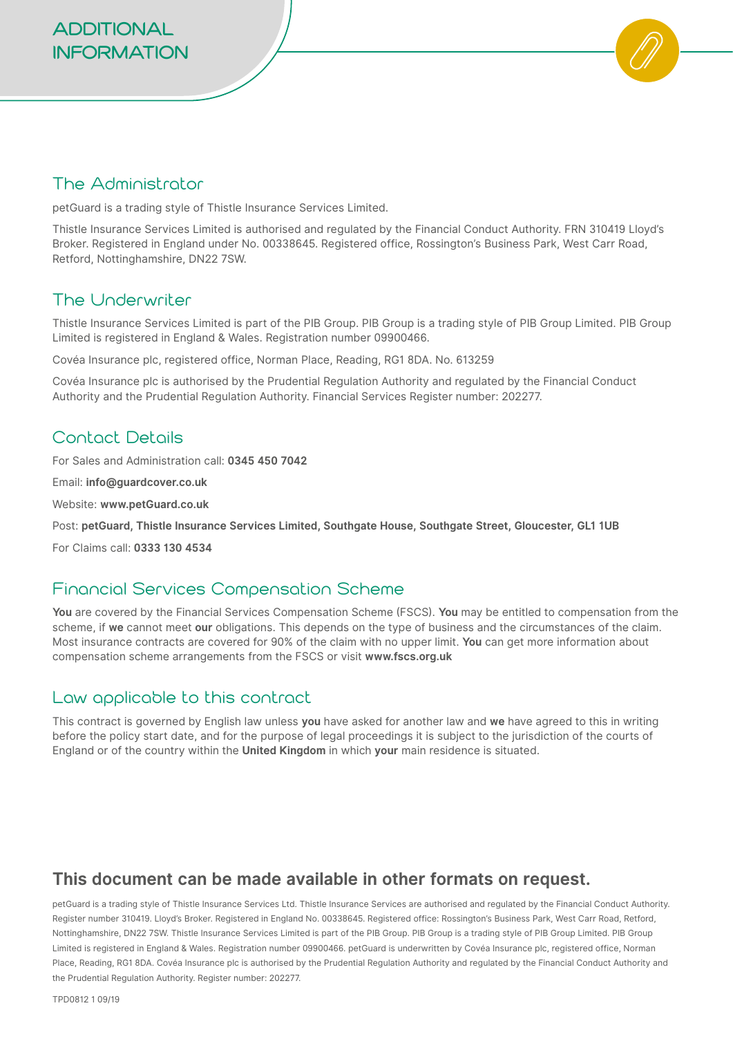# ADDITIONAL INFORMATION

## The Administrator

petGuard is a trading style of Thistle Insurance Services Limited.

Thistle Insurance Services Limited is authorised and regulated by the Financial Conduct Authority. FRN 310419 Lloyd's Broker. Registered in England under No. 00338645. Registered office, Rossington's Business Park, West Carr Road, Retford, Nottinghamshire, DN22 7SW.

## The Underwriter

Thistle Insurance Services Limited is part of the PIB Group. PIB Group is a trading style of PIB Group Limited. PIB Group Limited is registered in England & Wales. Registration number 09900466.

Covéa Insurance plc, registered office, Norman Place, Reading, RG1 8DA. No. 613259

Covéa Insurance plc is authorised by the Prudential Regulation Authority and regulated by the Financial Conduct Authority and the Prudential Regulation Authority. Financial Services Register number: 202277.

## Contact Details

For Sales and Administration call: **0345 450 7042**

Email: **info@guardcover.co.uk**

Website: **www.petGuard.co.uk**

Post: **petGuard, Thistle Insurance Services Limited, Southgate House, Southgate Street, Gloucester, GL1 1UB**

For Claims call: **0333 130 4534**

## Financial Services Compensation Scheme

**You** are covered by the Financial Services Compensation Scheme (FSCS). **You** may be entitled to compensation from the scheme, if **we** cannot meet **our** obligations. This depends on the type of business and the circumstances of the claim. Most insurance contracts are covered for 90% of the claim with no upper limit. **You** can get more information about compensation scheme arrangements from the FSCS or visit **www.fscs.org.uk**

## Law applicable to this contract

This contract is governed by English law unless **you** have asked for another law and **we** have agreed to this in writing before the policy start date, and for the purpose of legal proceedings it is subject to the jurisdiction of the courts of England or of the country within the **United Kingdom** in which **your** main residence is situated.

## This document can be made available in other formats on request.

petGuard is a trading style of Thistle Insurance Services Ltd. Thistle Insurance Services are authorised and regulated by the Financial Conduct Authority. Register number 310419. Lloyd's Broker. Registered in England No. 00338645. Registered office: Rossington's Business Park, West Carr Road, Retford, Nottinghamshire, DN22 7SW. Thistle Insurance Services Limited is part of the PIB Group. PIB Group is a trading style of PIB Group Limited. PIB Group Limited is registered in England & Wales. Registration number 09900466. petGuard is underwritten by Covéa Insurance plc, registered office, Norman Place, Reading, RG1 8DA. Covéa Insurance plc is authorised by the Prudential Regulation Authority and regulated by the Financial Conduct Authority and the Prudential Regulation Authority. Register number: 202277.

TPD0812 1 09/19